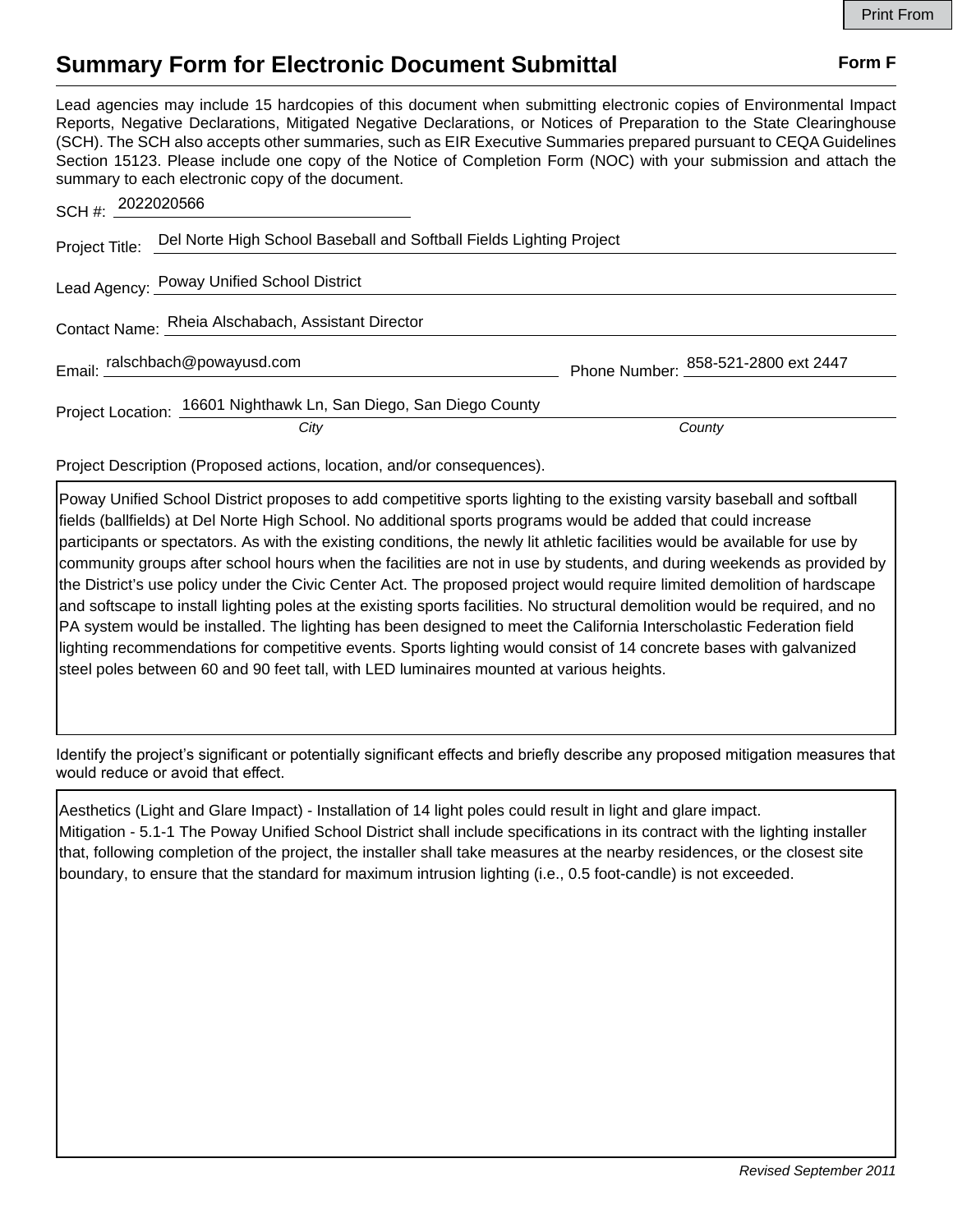Print From

# Summary Form for Electronic Document Submittal

**Form F**

Lead agencies may include 15 hardcopies of this document when submitting electronic copies of Environmental Impact Reports, Negative Declarations, Mitigated Negative Declarations, or Notices of Preparation to the State Clearinghouse (SCH). The SCH also accepts other summaries, such as EIR Executive Summaries prepared pursuant to CEQA Guidelines Section 15123. Please include one copy of the Notice of Completion Form (NOC) with your submission and attach the summary to each electronic copy of the document.

SCH #: 2022020566

Project Title: Del Norte High School Baseball and Softball Fields Lighting Project

Lead Agency: Poway Unified School District

Contact Name: Rheia Alschabach, Assistant Director

Email: ralschbach@powayusd.com

Phone Number: 858-521-2800 ext 2447

Project Location: 16601 Nighthawk Ln, San Diego, San Diego County

*City* *County*

Project Description (Proposed actions, location, and/or consequences).

Poway Unified School District proposes to add competitive sports lighting to the existing varsity baseball and softball fields (ballfields) at Del Norte High School. No additional sports programs would be added that could increase participants or spectators. As with the existing conditions, the newly lit athletic facilities would be available for use by community groups after school hours when the facilities are not in use by students, and during weekends as provided by the District's use policy under the Civic Center Act. The proposed project would require limited demolition of hardscape and softscape to install lighting poles at the existing sports facilities. No structural demolition would be required, and no PA system would be installed. The lighting has been designed to meet the California Interscholastic Federation field lighting recommendations for competitive events. Sports lighting would consist of 14 concrete bases with galvanized steel poles between 60 and 90 feet tall, with LED luminaires mounted at various heights.

Identify the project's significant or potentially significant effects and briefly describe any proposed mitigation measures that would reduce or avoid that effect.

Aesthetics (Light and Glare Impact) - Installation of 14 light poles could result in light and glare impact.
Mitigation - 5.1-1 The Poway Unified School District shall include specifications in its contract with the lighting installer that, following completion of the project, the installer shall take measures at the nearby residences, or the closest site boundary, to ensure that the standard for maximum intrusion lighting (i.e., 0.5 foot-candle) is not exceeded.

*Revised September 2011*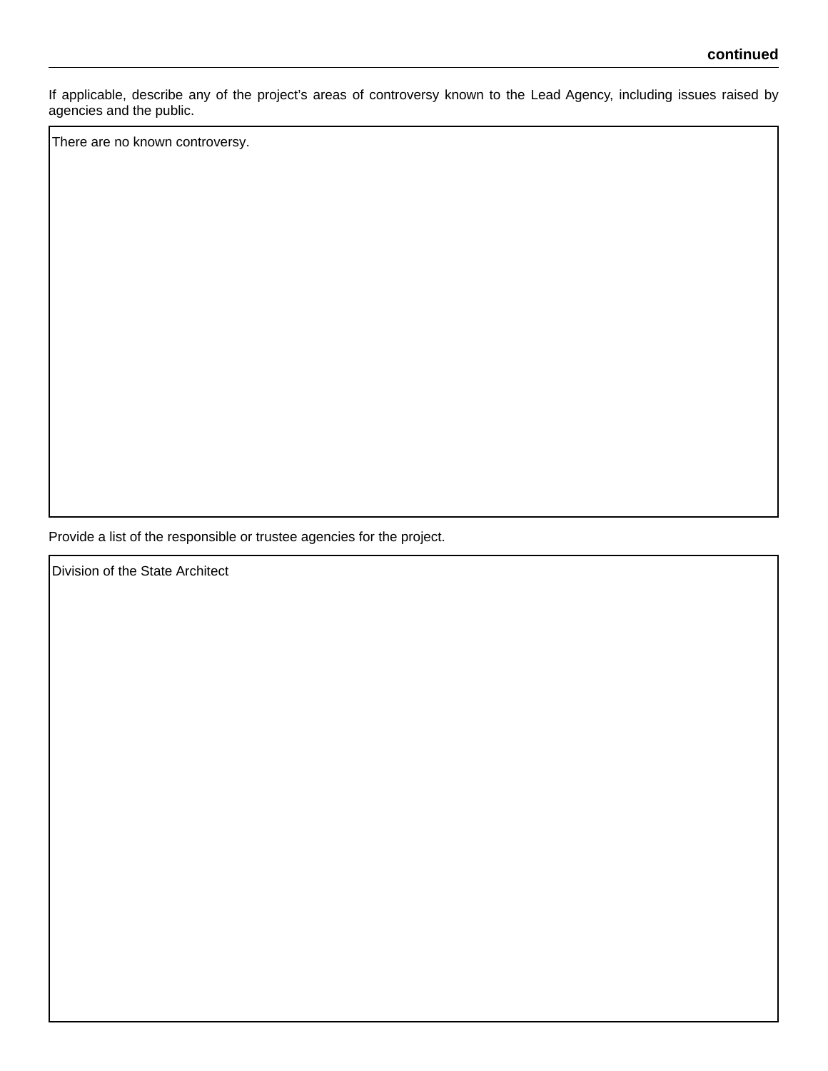**continued**

If applicable, describe any of the project's areas of controversy known to the Lead Agency, including issues raised by agencies and the public.

There are no known controversy.

Provide a list of the responsible or trustee agencies for the project.

Division of the State Architect